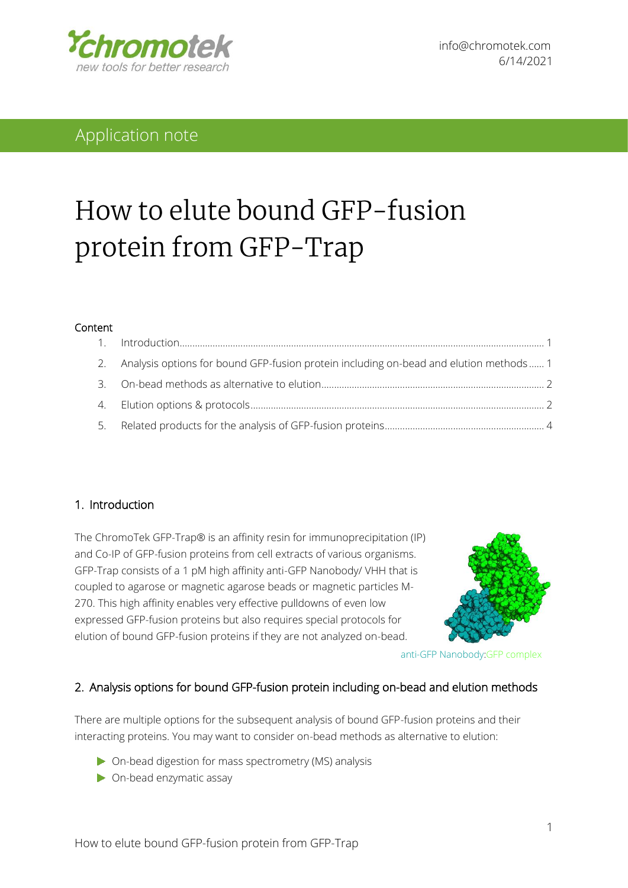info@chromotek.com
6/14/2021

Application note

# How to elute bound GFP-fusion protein from GFP-Trap

## Content

1. Introduction ........ 1
2. Analysis options for bound GFP-fusion protein including on-bead and elution methods ...... 1
3. On-bead methods as alternative to elution ........ 2
4. Elution options & protocols ........ 2
5. Related products for the analysis of GFP-fusion proteins ........ 4

## 1. Introduction

The ChromoTek GFP-Trap® is an affinity resin for immunoprecipitation (IP) and Co-IP of GFP-fusion proteins from cell extracts of various organisms. GFP-Trap consists of a 1 pM high affinity anti-GFP Nanobody/ VHH that is coupled to agarose or magnetic agarose beads or magnetic particles M-270. This high affinity enables very effective pulldowns of even low expressed GFP-fusion proteins but also requires special protocols for elution of bound GFP-fusion proteins if they are not analyzed on-bead.

anti-GFP Nanobody:GFP complex

## 2. Analysis options for bound GFP-fusion protein including on-bead and elution methods

There are multiple options for the subsequent analysis of bound GFP-fusion proteins and their interacting proteins. You may want to consider on-bead methods as alternative to elution:

- On-bead digestion for mass spectrometry (MS) analysis
- On-bead enzymatic assay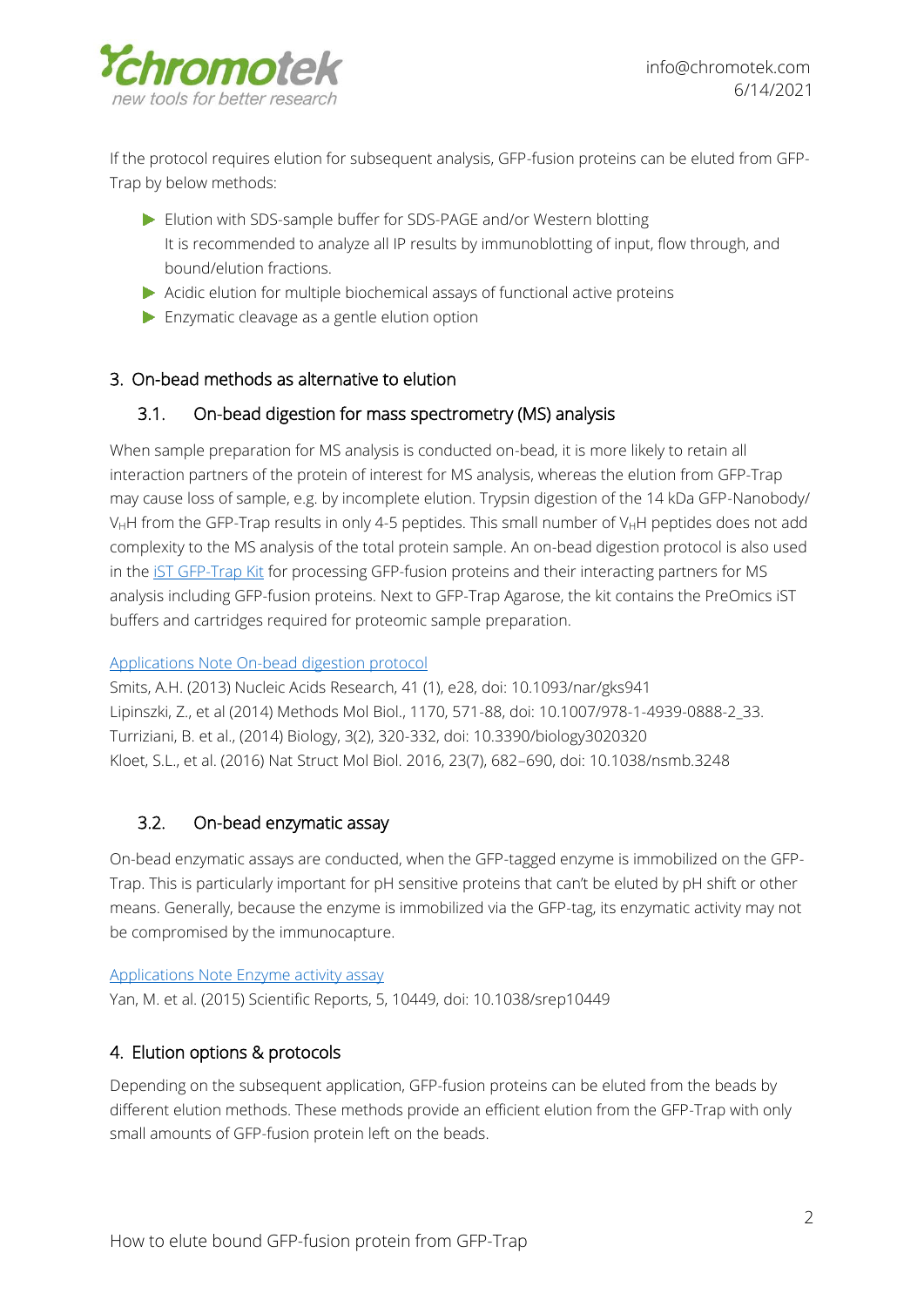If the protocol requires elution for subsequent analysis, GFP-fusion proteins can be eluted from GFP-Trap by below methods:

- Elution with SDS-sample buffer for SDS-PAGE and/or Western blotting
  It is recommended to analyze all IP results by immunoblotting of input, flow through, and bound/elution fractions.
- Acidic elution for multiple biochemical assays of functional active proteins
- Enzymatic cleavage as a gentle elution option

## 3. On-bead methods as alternative to elution

### 3.1. On-bead digestion for mass spectrometry (MS) analysis

When sample preparation for MS analysis is conducted on-bead, it is more likely to retain all interaction partners of the protein of interest for MS analysis, whereas the elution from GFP-Trap may cause loss of sample, e.g. by incomplete elution. Trypsin digestion of the 14 kDa GFP-Nanobody/ $V_HH$ from the GFP-Trap results in only 4-5 peptides. This small number of $V_HH$ peptides does not add complexity to the MS analysis of the total protein sample. An on-bead digestion protocol is also used in the iST GFP-Trap Kit for processing GFP-fusion proteins and their interacting partners for MS analysis including GFP-fusion proteins. Next to GFP-Trap Agarose, the kit contains the PreOmics iST buffers and cartridges required for proteomic sample preparation.

Applications Note On-bead digestion protocol
Smits, A.H. (2013) Nucleic Acids Research, 41 (1), e28, doi: 10.1093/nar/gks941
Lipinszki, Z., et al (2014) Methods Mol Biol., 1170, 571-88, doi: 10.1007/978-1-4939-0888-2_33.
Turriziani, B. et al., (2014) Biology, 3(2), 320-332, doi: 10.3390/biology3020320
Kloet, S.L., et al. (2016) Nat Struct Mol Biol. 2016, 23(7), 682–690, doi: 10.1038/nsmb.3248

### 3.2. On-bead enzymatic assay

On-bead enzymatic assays are conducted, when the GFP-tagged enzyme is immobilized on the GFP-Trap. This is particularly important for pH sensitive proteins that can't be eluted by pH shift or other means. Generally, because the enzyme is immobilized via the GFP-tag, its enzymatic activity may not be compromised by the immunocapture.

Applications Note Enzyme activity assay
Yan, M. et al. (2015) Scientific Reports, 5, 10449, doi: 10.1038/srep10449

## 4. Elution options & protocols

Depending on the subsequent application, GFP-fusion proteins can be eluted from the beads by different elution methods. These methods provide an efficient elution from the GFP-Trap with only small amounts of GFP-fusion protein left on the beads.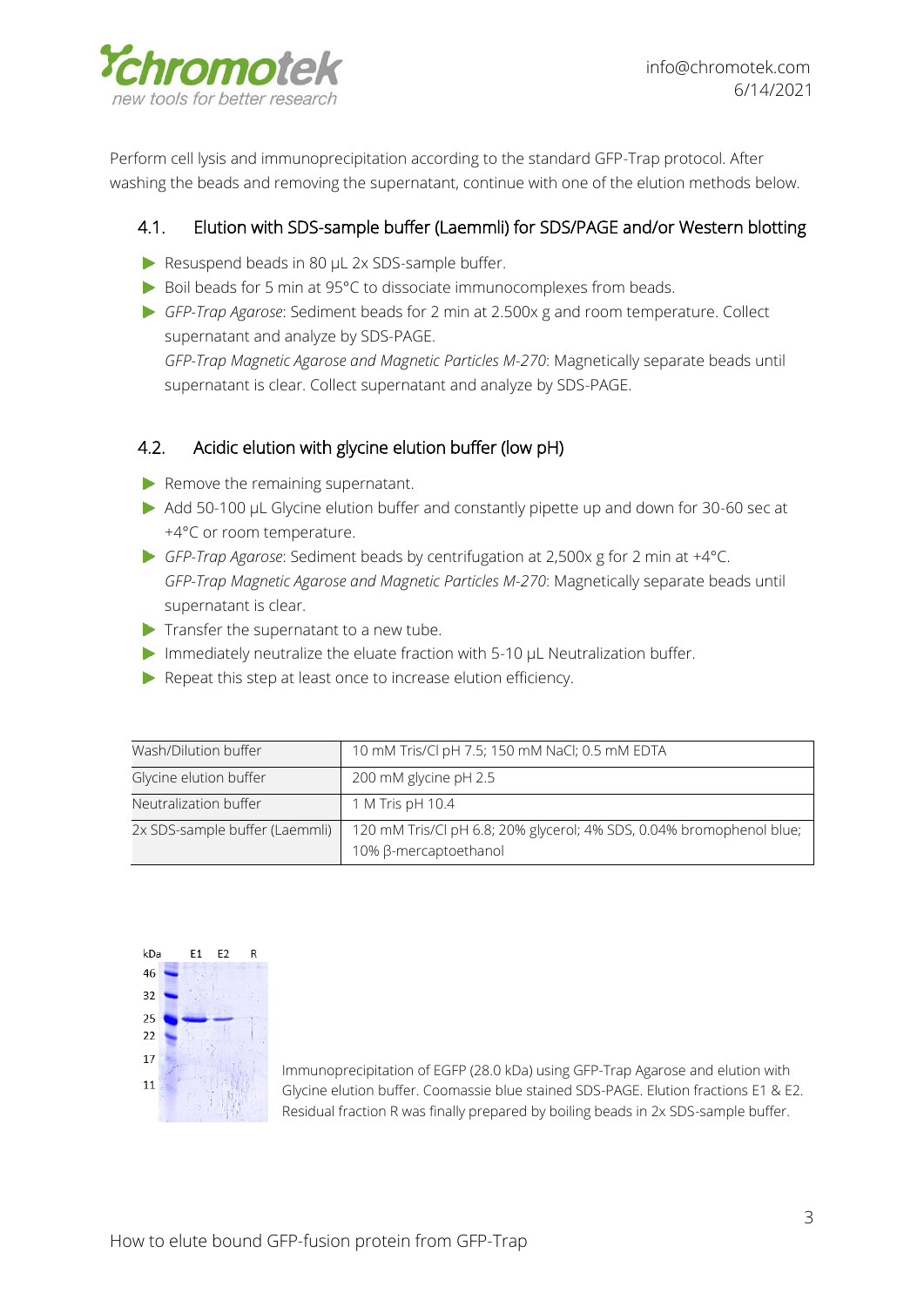Perform cell lysis and immunoprecipitation according to the standard GFP-Trap protocol. After washing the beads and removing the supernatant, continue with one of the elution methods below.

## 4.1. Elution with SDS-sample buffer (Laemmli) for SDS/PAGE and/or Western blotting

- Resuspend beads in 80 µL 2x SDS-sample buffer.
- Boil beads for 5 min at 95°C to dissociate immunocomplexes from beads.
- *GFP-Trap Agarose*: Sediment beads for 2 min at 2.500x g and room temperature. Collect supernatant and analyze by SDS-PAGE.
  *GFP-Trap Magnetic Agarose and Magnetic Particles M-270*: Magnetically separate beads until supernatant is clear. Collect supernatant and analyze by SDS-PAGE.

## 4.2. Acidic elution with glycine elution buffer (low pH)

- Remove the remaining supernatant.
- Add 50-100 µL Glycine elution buffer and constantly pipette up and down for 30-60 sec at +4°C or room temperature.
- *GFP-Trap Agarose*: Sediment beads by centrifugation at 2,500x g for 2 min at +4°C.
  *GFP-Trap Magnetic Agarose and Magnetic Particles M-270*: Magnetically separate beads until supernatant is clear.
- Transfer the supernatant to a new tube.
- Immediately neutralize the eluate fraction with 5-10 µL Neutralization buffer.
- Repeat this step at least once to increase elution efficiency.

| Wash/Dilution buffer | 10 mM Tris/Cl pH 7.5; 150 mM NaCl; 0.5 mM EDTA |
|---|---|
| Glycine elution buffer | 200 mM glycine pH 2.5 |
| Neutralization buffer | 1 M Tris pH 10.4 |
| 2x SDS-sample buffer (Laemmli) | 120 mM Tris/Cl pH 6.8; 20% glycerol; 4% SDS, 0.04% bromophenol blue; 10% β-mercaptoethanol |

Immunoprecipitation of EGFP (28.0 kDa) using GFP-Trap Agarose and elution with Glycine elution buffer. Coomassie blue stained SDS-PAGE. Elution fractions E1 & E2. Residual fraction R was finally prepared by boiling beads in 2x SDS-sample buffer.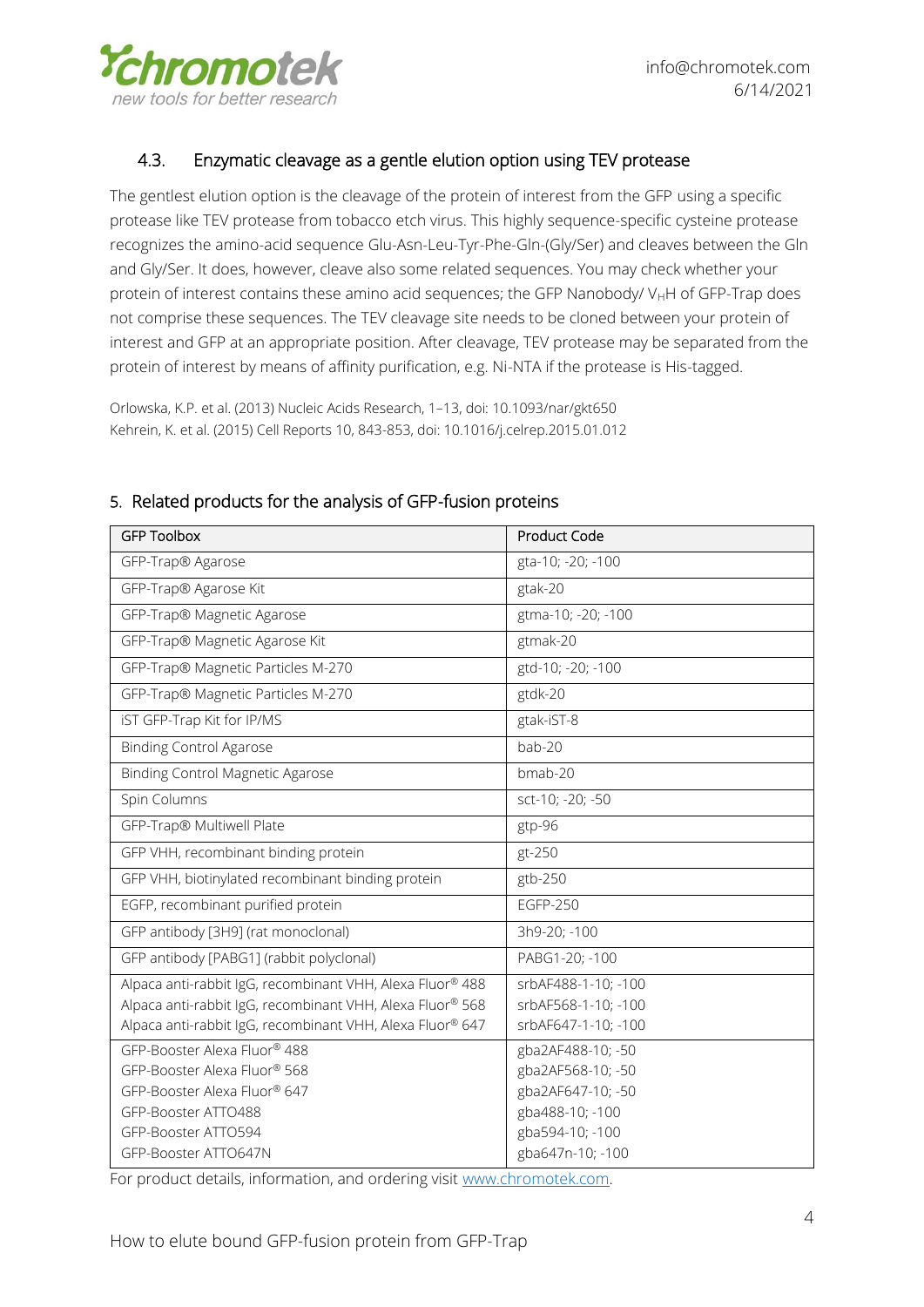### 4.3. Enzymatic cleavage as a gentle elution option using TEV protease

The gentlest elution option is the cleavage of the protein of interest from the GFP using a specific protease like TEV protease from tobacco etch virus. This highly sequence-specific cysteine protease recognizes the amino-acid sequence Glu-Asn-Leu-Tyr-Phe-Gln-(Gly/Ser) and cleaves between the Gln and Gly/Ser. It does, however, cleave also some related sequences. You may check whether your protein of interest contains these amino acid sequences; the GFP Nanobody/ $V_HH$ of GFP-Trap does not comprise these sequences. The TEV cleavage site needs to be cloned between your protein of interest and GFP at an appropriate position. After cleavage, TEV protease may be separated from the protein of interest by means of affinity purification, e.g. Ni-NTA if the protease is His-tagged.

Orlowska, K.P. et al. (2013) Nucleic Acids Research, 1–13, doi: 10.1093/nar/gkt650
Kehrein, K. et al. (2015) Cell Reports 10, 843-853, doi: 10.1016/j.celrep.2015.01.012

## 5. Related products for the analysis of GFP-fusion proteins

| GFP Toolbox | Product Code |
|---|---|
| GFP-Trap® Agarose | gta-10; -20; -100 |
| GFP-Trap® Agarose Kit | gtak-20 |
| GFP-Trap® Magnetic Agarose | gtma-10; -20; -100 |
| GFP-Trap® Magnetic Agarose Kit | gtmak-20 |
| GFP-Trap® Magnetic Particles M-270 | gtd-10; -20; -100 |
| GFP-Trap® Magnetic Particles M-270 | gtdk-20 |
| iST GFP-Trap Kit for IP/MS | gtak-iST-8 |
| Binding Control Agarose | bab-20 |
| Binding Control Magnetic Agarose | bmab-20 |
| Spin Columns | sct-10; -20; -50 |
| GFP-Trap® Multiwell Plate | gtp-96 |
| GFP VHH, recombinant binding protein | gt-250 |
| GFP VHH, biotinylated recombinant binding protein | gtb-250 |
| EGFP, recombinant purified protein | EGFP-250 |
| GFP antibody [3H9] (rat monoclonal) | 3h9-20; -100 |
| GFP antibody [PABG1] (rabbit polyclonal) | PABG1-20; -100 |
| Alpaca anti-rabbit IgG, recombinant VHH, Alexa Fluor® 488<br>Alpaca anti-rabbit IgG, recombinant VHH, Alexa Fluor® 568<br>Alpaca anti-rabbit IgG, recombinant VHH, Alexa Fluor® 647 | srbAF488-1-10; -100<br>srbAF568-1-10; -100<br>srbAF647-1-10; -100 |
| GFP-Booster Alexa Fluor® 488<br>GFP-Booster Alexa Fluor® 568<br>GFP-Booster Alexa Fluor® 647<br>GFP-Booster ATTO488<br>GFP-Booster ATTO594<br>GFP-Booster ATTO647N | gba2AF488-10; -50<br>gba2AF568-10; -50<br>gba2AF647-10; -50<br>gba488-10; -100<br>gba594-10; -100<br>gba647n-10; -100 |

For product details, information, and ordering visit www.chromotek.com.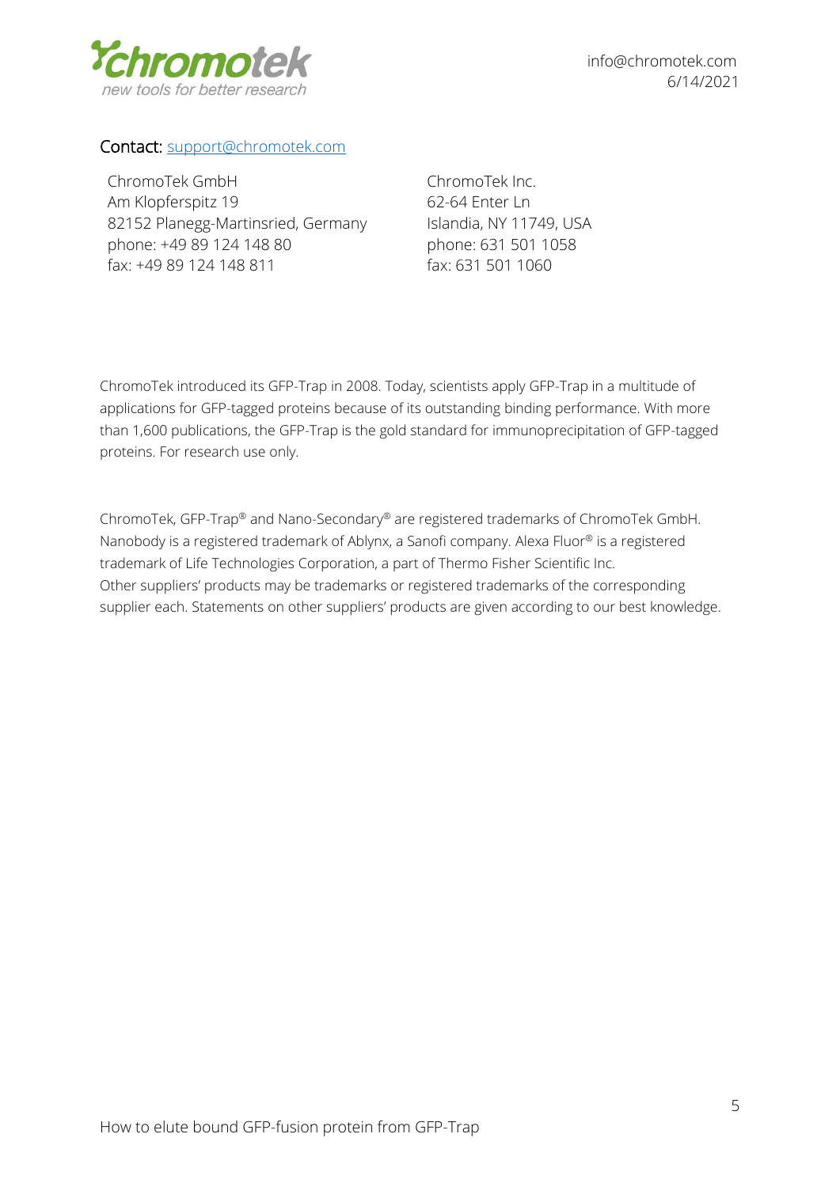Contact: support@chromotek.com

ChromoTek GmbH
Am Klopferspitz 19
82152 Planegg-Martinsried, Germany
phone: +49 89 124 148 80
fax: +49 89 124 148 811

ChromoTek Inc.
62-64 Enter Ln
Islandia, NY 11749, USA
phone: 631 501 1058
fax: 631 501 1060

ChromoTek introduced its GFP-Trap in 2008. Today, scientists apply GFP-Trap in a multitude of applications for GFP-tagged proteins because of its outstanding binding performance. With more than 1,600 publications, the GFP-Trap is the gold standard for immunoprecipitation of GFP-tagged proteins. For research use only.

ChromoTek, GFP-Trap® and Nano-Secondary® are registered trademarks of ChromoTek GmbH. Nanobody is a registered trademark of Ablynx, a Sanofi company. Alexa Fluor® is a registered trademark of Life Technologies Corporation, a part of Thermo Fisher Scientific Inc.
Other suppliers' products may be trademarks or registered trademarks of the corresponding supplier each. Statements on other suppliers' products are given according to our best knowledge.